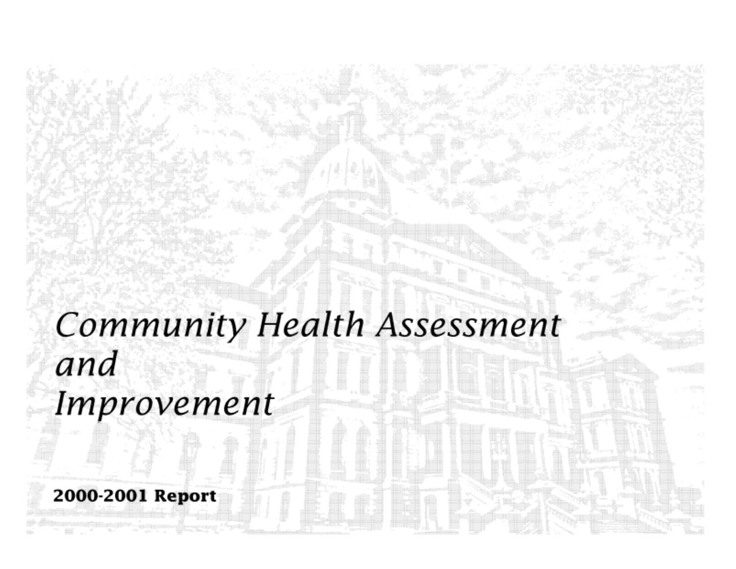# *Community Health Assessment and Improvement*

**2000-2001 Report**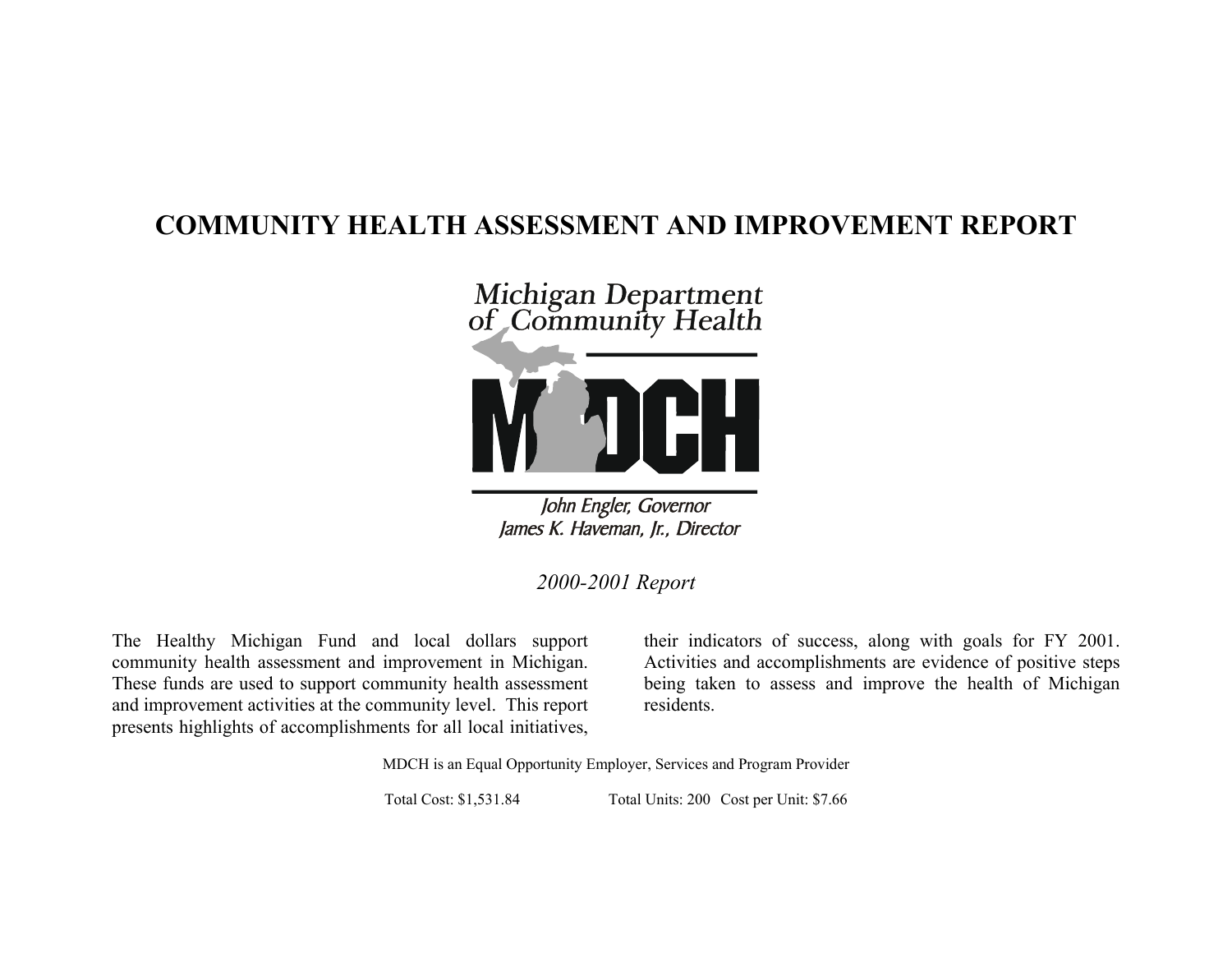# COMMUNITY HEALTH ASSESSMENT AND IMPROVEMENT REPORT

Michigan Department of Community Health

MDCH

*John Engler, Governor*
*James K. Haveman, Jr., Director*

*2000-2001 Report*

The Healthy Michigan Fund and local dollars support community health assessment and improvement in Michigan. These funds are used to support community health assessment and improvement activities at the community level. This report presents highlights of accomplishments for all local initiatives, their indicators of success, along with goals for FY 2001. Activities and accomplishments are evidence of positive steps being taken to assess and improve the health of Michigan residents.

MDCH is an Equal Opportunity Employer, Services and Program Provider

Total Cost: $1,531.84 Total Units: 200 Cost per Unit: $7.66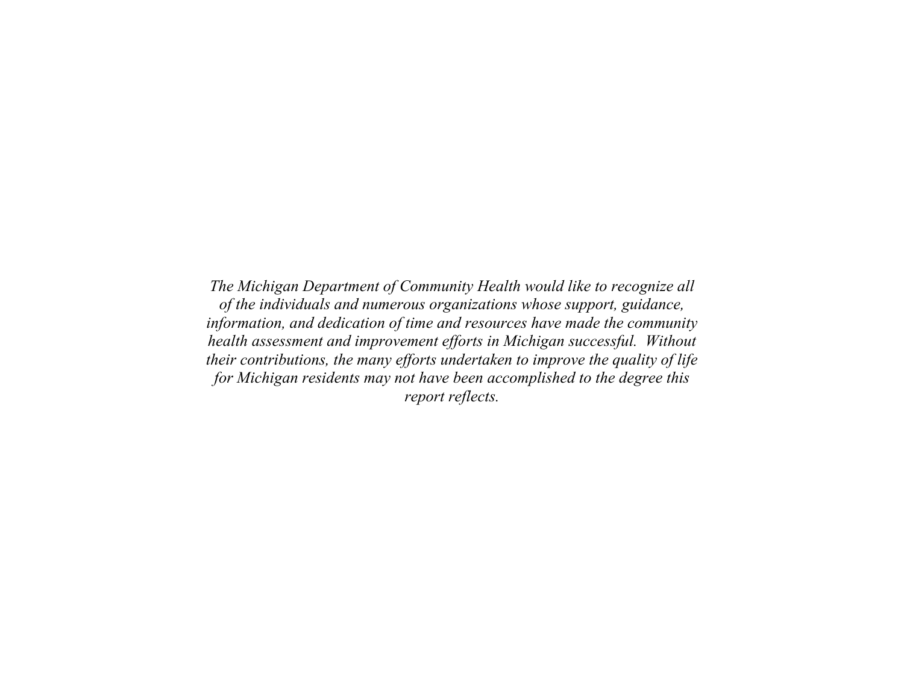*The Michigan Department of Community Health would like to recognize all of the individuals and numerous organizations whose support, guidance, information, and dedication of time and resources have made the community health assessment and improvement efforts in Michigan successful. Without their contributions, the many efforts undertaken to improve the quality of life for Michigan residents may not have been accomplished to the degree this report reflects.*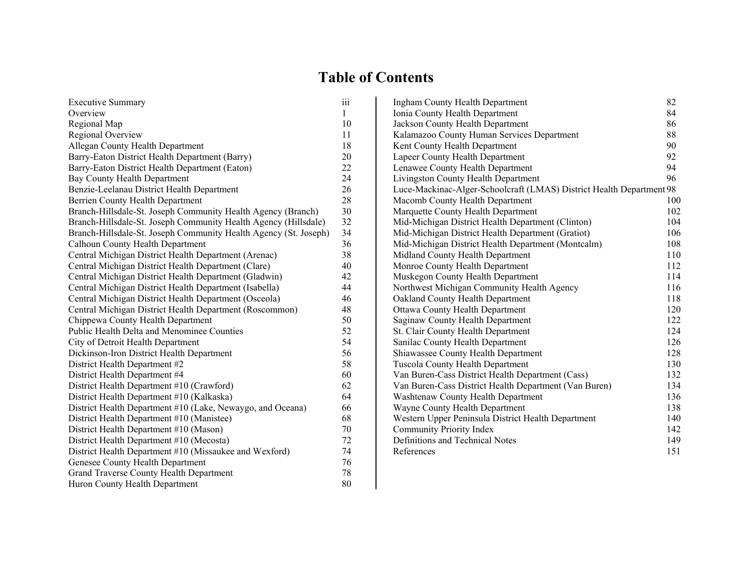# Table of Contents

| | |
|---|---|
| Executive Summary | iii |
| Overview | 1 |
| Regional Map | 10 |
| Regional Overview | 11 |
| Allegan County Health Department | 18 |
| Barry-Eaton District Health Department (Barry) | 20 |
| Barry-Eaton District Health Department (Eaton) | 22 |
| Bay County Health Department | 24 |
| Benzie-Leelanau District Health Department | 26 |
| Berrien County Health Department | 28 |
| Branch-Hillsdale-St. Joseph Community Health Agency (Branch) | 30 |
| Branch-Hillsdale-St. Joseph Community Health Agency (Hillsdale) | 32 |
| Branch-Hillsdale-St. Joseph Community Health Agency (St. Joseph) | 34 |
| Calhoun County Health Department | 36 |
| Central Michigan District Health Department (Arenac) | 38 |
| Central Michigan District Health Department (Clare) | 40 |
| Central Michigan District Health Department (Gladwin) | 42 |
| Central Michigan District Health Department (Isabella) | 44 |
| Central Michigan District Health Department (Osceola) | 46 |
| Central Michigan District Health Department (Roscommon) | 48 |
| Chippewa County Health Department | 50 |
| Public Health Delta and Menominee Counties | 52 |
| City of Detroit Health Department | 54 |
| Dickinson-Iron District Health Department | 56 |
| District Health Department #2 | 58 |
| District Health Department #4 | 60 |
| District Health Department #10 (Crawford) | 62 |
| District Health Department #10 (Kalkaska) | 64 |
| District Health Department #10 (Lake, Newaygo, and Oceana) | 66 |
| District Health Department #10 (Manistee) | 68 |
| District Health Department #10 (Mason) | 70 |
| District Health Department #10 (Mecosta) | 72 |
| District Health Department #10 (Missaukee and Wexford) | 74 |
| Genesee County Health Department | 76 |
| Grand Traverse County Health Department | 78 |
| Huron County Health Department | 80 |
| Ingham County Health Department | 82 |
| Ionia County Health Department | 84 |
| Jackson County Health Department | 86 |
| Kalamazoo County Human Services Department | 88 |
| Kent County Health Department | 90 |
| Lapeer County Health Department | 92 |
| Lenawee County Health Department | 94 |
| Livingston County Health Department | 96 |
| Luce-Mackinac-Alger-Schoolcraft (LMAS) District Health Department | 98 |
| Macomb County Health Department | 100 |
| Marquette County Health Department | 102 |
| Mid-Michigan District Health Department (Clinton) | 104 |
| Mid-Michigan District Health Department (Gratiot) | 106 |
| Mid-Michigan District Health Department (Montcalm) | 108 |
| Midland County Health Department | 110 |
| Monroe County Health Department | 112 |
| Muskegon County Health Department | 114 |
| Northwest Michigan Community Health Agency | 116 |
| Oakland County Health Department | 118 |
| Ottawa County Health Department | 120 |
| Saginaw County Health Department | 122 |
| St. Clair County Health Department | 124 |
| Sanilac County Health Department | 126 |
| Shiawassee County Health Department | 128 |
| Tuscola County Health Department | 130 |
| Van Buren-Cass District Health Department (Cass) | 132 |
| Van Buren-Cass District Health Department (Van Buren) | 134 |
| Washtenaw County Health Department | 136 |
| Wayne County Health Department | 138 |
| Western Upper Peninsula District Health Department | 140 |
| Community Priority Index | 142 |
| Definitions and Technical Notes | 149 |
| References | 151 |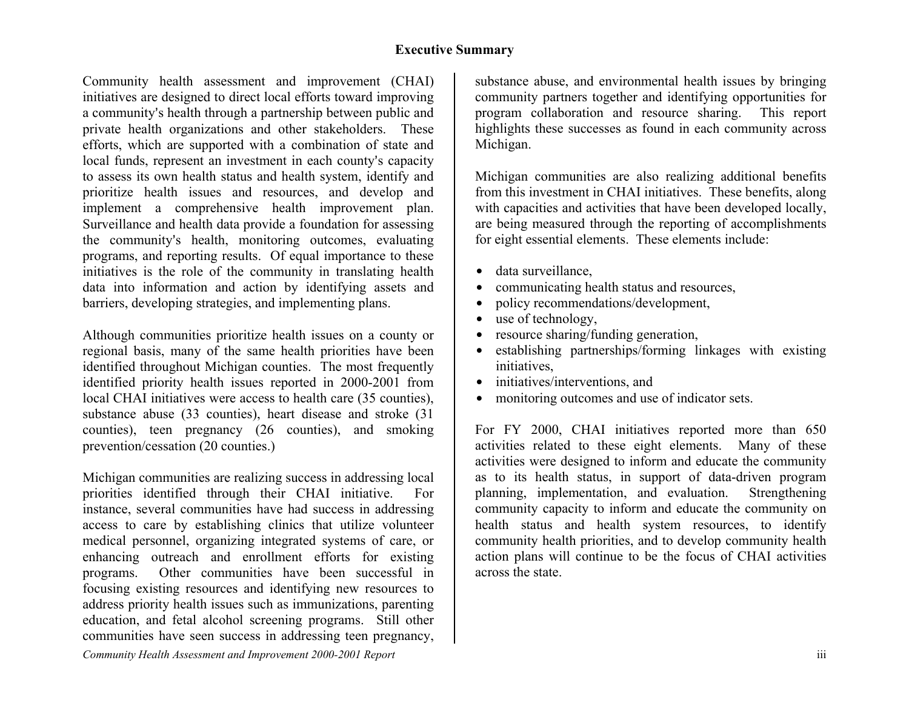## Executive Summary

Community health assessment and improvement (CHAI) initiatives are designed to direct local efforts toward improving a community's health through a partnership between public and private health organizations and other stakeholders. These efforts, which are supported with a combination of state and local funds, represent an investment in each county's capacity to assess its own health status and health system, identify and prioritize health issues and resources, and develop and implement a comprehensive health improvement plan. Surveillance and health data provide a foundation for assessing the community's health, monitoring outcomes, evaluating programs, and reporting results. Of equal importance to these initiatives is the role of the community in translating health data into information and action by identifying assets and barriers, developing strategies, and implementing plans.

Although communities prioritize health issues on a county or regional basis, many of the same health priorities have been identified throughout Michigan counties. The most frequently identified priority health issues reported in 2000-2001 from local CHAI initiatives were access to health care (35 counties), substance abuse (33 counties), heart disease and stroke (31 counties), teen pregnancy (26 counties), and smoking prevention/cessation (20 counties.)

Michigan communities are realizing success in addressing local priorities identified through their CHAI initiative. For instance, several communities have had success in addressing access to care by establishing clinics that utilize volunteer medical personnel, organizing integrated systems of care, or enhancing outreach and enrollment efforts for existing programs. Other communities have been successful in focusing existing resources and identifying new resources to address priority health issues such as immunizations, parenting education, and fetal alcohol screening programs. Still other communities have seen success in addressing teen pregnancy, substance abuse, and environmental health issues by bringing community partners together and identifying opportunities for program collaboration and resource sharing. This report highlights these successes as found in each community across Michigan.

Michigan communities are also realizing additional benefits from this investment in CHAI initiatives. These benefits, along with capacities and activities that have been developed locally, are being measured through the reporting of accomplishments for eight essential elements. These elements include:

- data surveillance,
- communicating health status and resources,
- policy recommendations/development,
- use of technology,
- resource sharing/funding generation,
- establishing partnerships/forming linkages with existing initiatives,
- initiatives/interventions, and
- monitoring outcomes and use of indicator sets.

For FY 2000, CHAI initiatives reported more than 650 activities related to these eight elements. Many of these activities were designed to inform and educate the community as to its health status, in support of data-driven program planning, implementation, and evaluation. Strengthening community capacity to inform and educate the community on health status and health system resources, to identify community health priorities, and to develop community health action plans will continue to be the focus of CHAI activities across the state.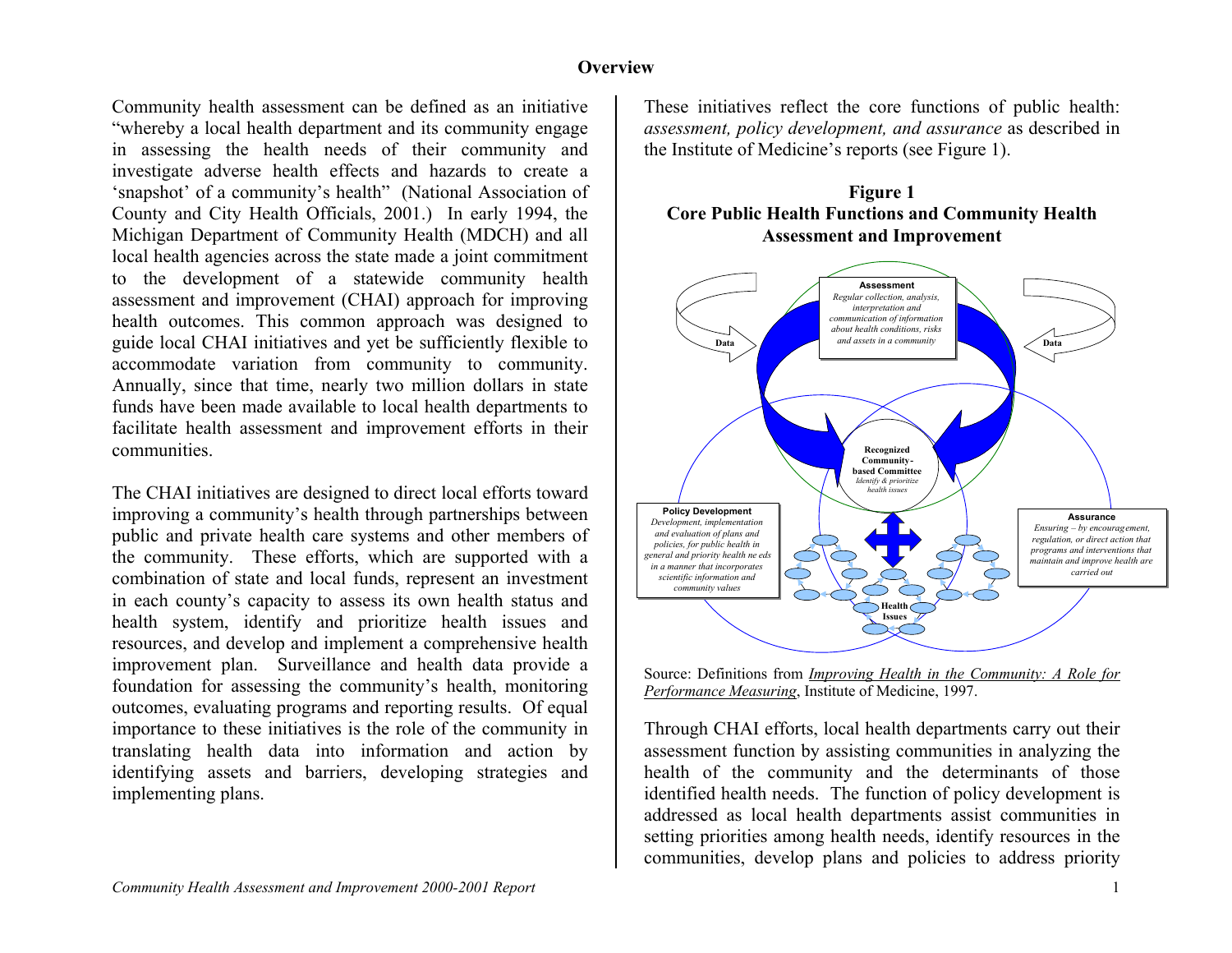## Overview

Community health assessment can be defined as an initiative "whereby a local health department and its community engage in assessing the health needs of their community and investigate adverse health effects and hazards to create a 'snapshot' of a community's health" (National Association of County and City Health Officials, 2001.) In early 1994, the Michigan Department of Community Health (MDCH) and all local health agencies across the state made a joint commitment to the development of a statewide community health assessment and improvement (CHAI) approach for improving health outcomes. This common approach was designed to guide local CHAI initiatives and yet be sufficiently flexible to accommodate variation from community to community. Annually, since that time, nearly two million dollars in state funds have been made available to local health departments to facilitate health assessment and improvement efforts in their communities.

The CHAI initiatives are designed to direct local efforts toward improving a community's health through partnerships between public and private health care systems and other members of the community. These efforts, which are supported with a combination of state and local funds, represent an investment in each county's capacity to assess its own health status and health system, identify and prioritize health issues and resources, and develop and implement a comprehensive health improvement plan. Surveillance and health data provide a foundation for assessing the community's health, monitoring outcomes, evaluating programs and reporting results. Of equal importance to these initiatives is the role of the community in translating health data into information and action by identifying assets and barriers, developing strategies and implementing plans.

These initiatives reflect the core functions of public health: *assessment, policy development, and assurance* as described in the Institute of Medicine's reports (see Figure 1).

**Figure 1**
**Core Public Health Functions and Community Health Assessment and Improvement**

**Assessment** — *Regular collection, analysis, interpretation and communication of information about health conditions, risks and assets in a community*

**Policy Development** — *Development, implementation and evaluation of plans and policies, for public health in general and priority health ne eds in a manner that incorporates scientific information and community values*

**Assurance** — *Ensuring – by encouragement, regulation, or direct action that programs and interventions that maintain and improve health are carried out*

**Recognized Community-based Committee** — *Identify & prioritize health issues*

Data

Data

Health Issues

Source: Definitions from *Improving Health in the Community: A Role for Performance Measuring*, Institute of Medicine, 1997.

Through CHAI efforts, local health departments carry out their assessment function by assisting communities in analyzing the health of the community and the determinants of those identified health needs. The function of policy development is addressed as local health departments assist communities in setting priorities among health needs, identify resources in the communities, develop plans and policies to address priority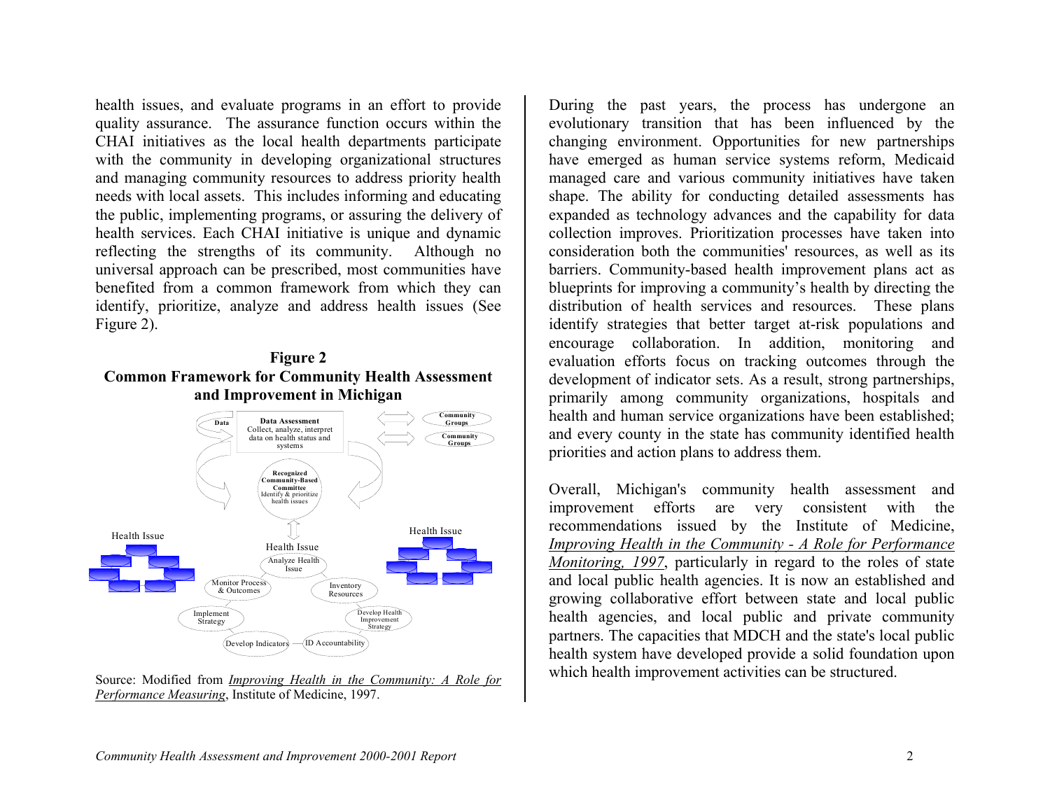health issues, and evaluate programs in an effort to provide quality assurance. The assurance function occurs within the CHAI initiatives as the local health departments participate with the community in developing organizational structures and managing community resources to address priority health needs with local assets. This includes informing and educating the public, implementing programs, or assuring the delivery of health services. Each CHAI initiative is unique and dynamic reflecting the strengths of its community. Although no universal approach can be prescribed, most communities have benefited from a common framework from which they can identify, prioritize, analyze and address health issues (See Figure 2).

**Figure 2**
**Common Framework for Community Health Assessment and Improvement in Michigan**

Data | **Data Assessment** Collect, analyze, interpret data on health status and systems | Community Groups | Community Groups

**Recognized Community-Based Committee** Identify & prioritize health issues

Health Issue | Health Issue | Health Issue

Analyze Health Issue → Inventory Resources → Develop Health Improvement Strategy → ID Accountability → Develop Indicators → Implement Strategy → Monitor Process & Outcomes

Source: Modified from *Improving Health in the Community: A Role for Performance Measuring*, Institute of Medicine, 1997.

During the past years, the process has undergone an evolutionary transition that has been influenced by the changing environment. Opportunities for new partnerships have emerged as human service systems reform, Medicaid managed care and various community initiatives have taken shape. The ability for conducting detailed assessments has expanded as technology advances and the capability for data collection improves. Prioritization processes have taken into consideration both the communities' resources, as well as its barriers. Community-based health improvement plans act as blueprints for improving a community's health by directing the distribution of health services and resources. These plans identify strategies that better target at-risk populations and encourage collaboration. In addition, monitoring and evaluation efforts focus on tracking outcomes through the development of indicator sets. As a result, strong partnerships, primarily among community organizations, hospitals and health and human service organizations have been established; and every county in the state has community identified health priorities and action plans to address them.

Overall, Michigan's community health assessment and improvement efforts are very consistent with the recommendations issued by the Institute of Medicine, *Improving Health in the Community - A Role for Performance Monitoring, 1997*, particularly in regard to the roles of state and local public health agencies. It is now an established and growing collaborative effort between state and local public health agencies, and local public and private community partners. The capacities that MDCH and the state's local public health system have developed provide a solid foundation upon which health improvement activities can be structured.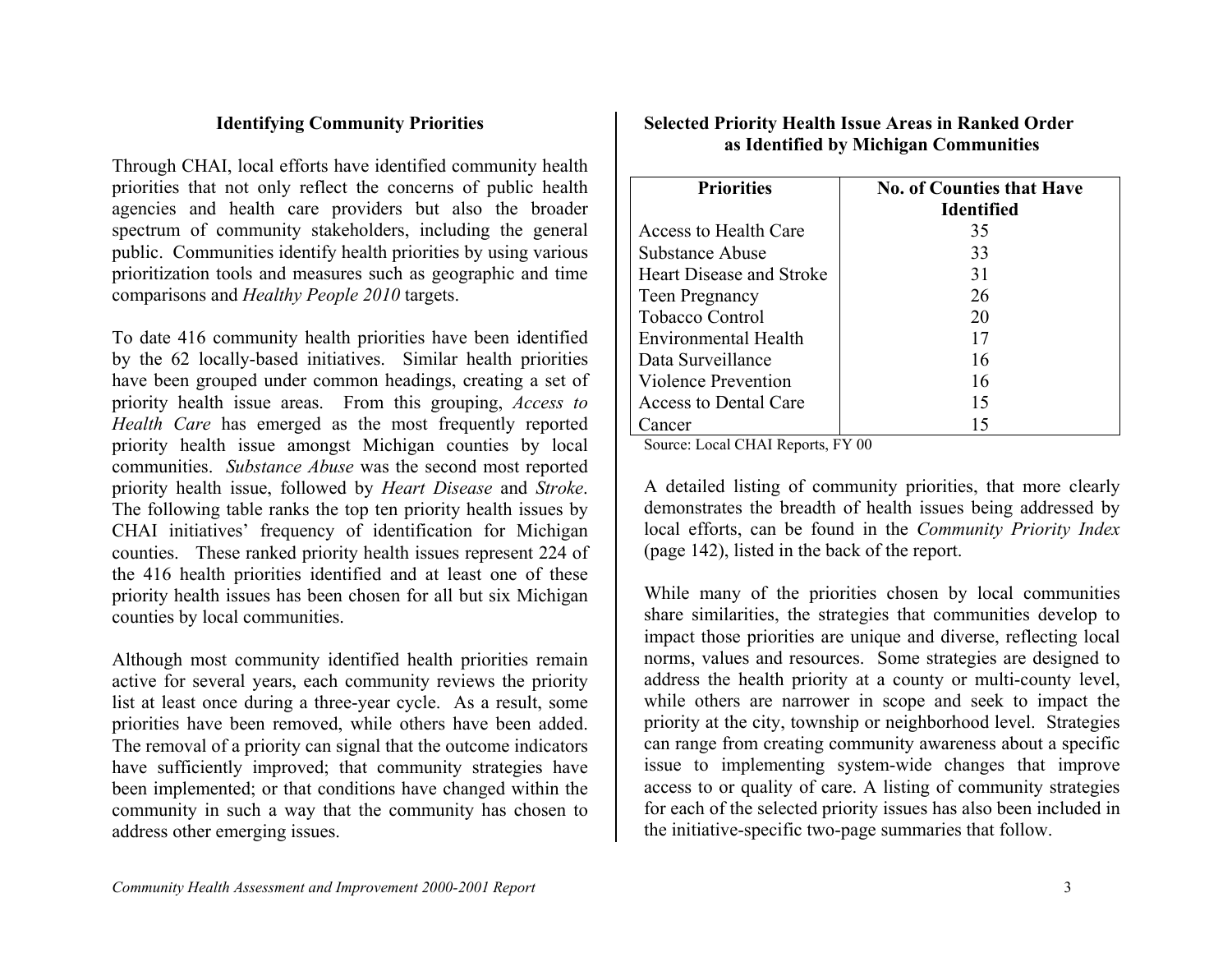## Identifying Community Priorities

Through CHAI, local efforts have identified community health priorities that not only reflect the concerns of public health agencies and health care providers but also the broader spectrum of community stakeholders, including the general public. Communities identify health priorities by using various prioritization tools and measures such as geographic and time comparisons and *Healthy People 2010* targets.

To date 416 community health priorities have been identified by the 62 locally-based initiatives. Similar health priorities have been grouped under common headings, creating a set of priority health issue areas. From this grouping, *Access to Health Care* has emerged as the most frequently reported priority health issue amongst Michigan counties by local communities. *Substance Abuse* was the second most reported priority health issue, followed by *Heart Disease* and *Stroke*. The following table ranks the top ten priority health issues by CHAI initiatives' frequency of identification for Michigan counties. These ranked priority health issues represent 224 of the 416 health priorities identified and at least one of these priority health issues has been chosen for all but six Michigan counties by local communities.

Although most community identified health priorities remain active for several years, each community reviews the priority list at least once during a three-year cycle. As a result, some priorities have been removed, while others have been added. The removal of a priority can signal that the outcome indicators have sufficiently improved; that community strategies have been implemented; or that conditions have changed within the community in such a way that the community has chosen to address other emerging issues.

**Selected Priority Health Issue Areas in Ranked Order as Identified by Michigan Communities**

| Priorities | No. of Counties that Have Identified |
|---|---|
| Access to Health Care | 35 |
| Substance Abuse | 33 |
| Heart Disease and Stroke | 31 |
| Teen Pregnancy | 26 |
| Tobacco Control | 20 |
| Environmental Health | 17 |
| Data Surveillance | 16 |
| Violence Prevention | 16 |
| Access to Dental Care | 15 |
| Cancer | 15 |

Source: Local CHAI Reports, FY 00

A detailed listing of community priorities, that more clearly demonstrates the breadth of health issues being addressed by local efforts, can be found in the *Community Priority Index* (page 142), listed in the back of the report.

While many of the priorities chosen by local communities share similarities, the strategies that communities develop to impact those priorities are unique and diverse, reflecting local norms, values and resources. Some strategies are designed to address the health priority at a county or multi-county level, while others are narrower in scope and seek to impact the priority at the city, township or neighborhood level. Strategies can range from creating community awareness about a specific issue to implementing system-wide changes that improve access to or quality of care. A listing of community strategies for each of the selected priority issues has also been included in the initiative-specific two-page summaries that follow.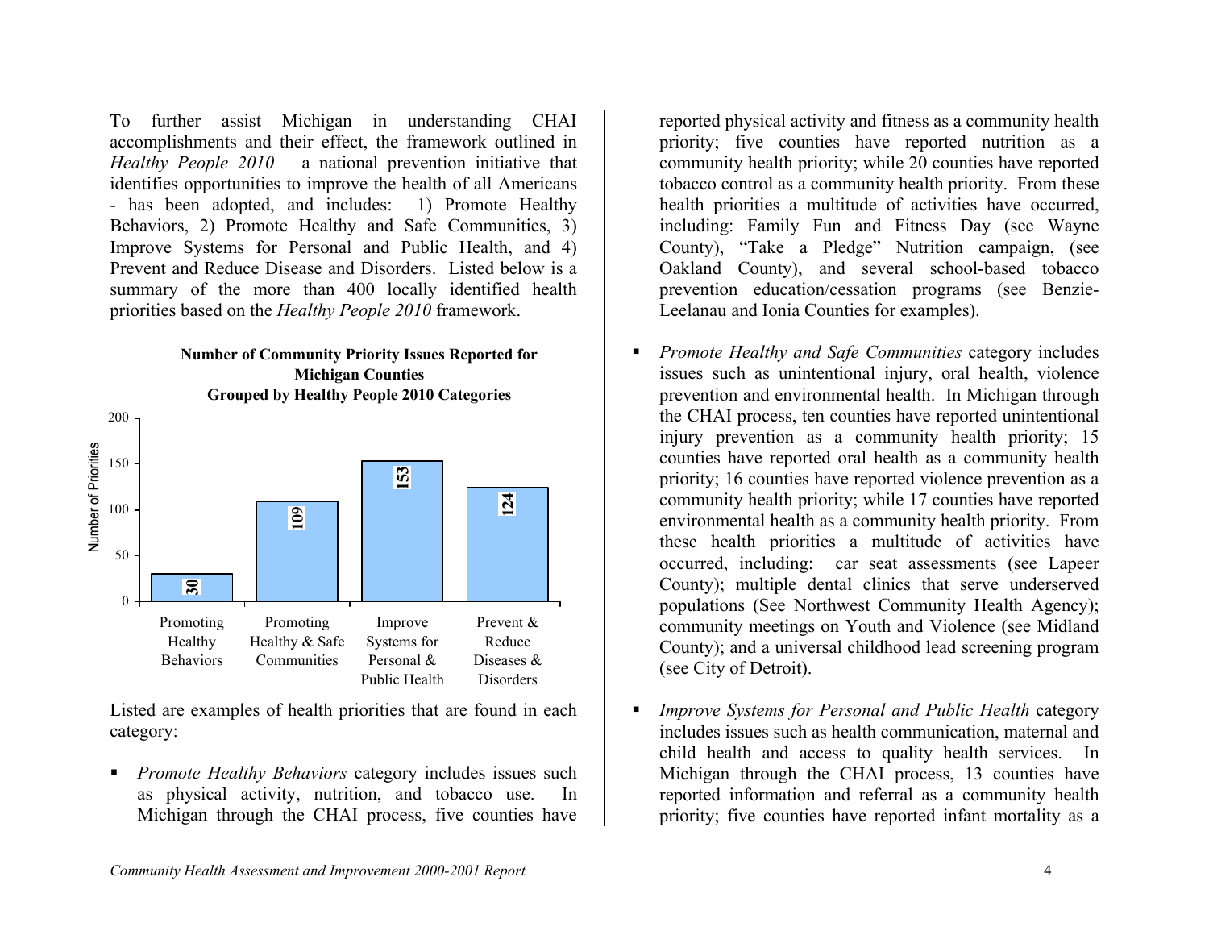To further assist Michigan in understanding CHAI accomplishments and their effect, the framework outlined in *Healthy People 2010* – a national prevention initiative that identifies opportunities to improve the health of all Americans - has been adopted, and includes: 1) Promote Healthy Behaviors, 2) Promote Healthy and Safe Communities, 3) Improve Systems for Personal and Public Health, and 4) Prevent and Reduce Disease and Disorders. Listed below is a summary of the more than 400 locally identified health priorities based on the *Healthy People 2010* framework.

**Number of Community Priority Issues Reported for Michigan Counties Grouped by Healthy People 2010 Categories**

| Category | Number of Priorities |
| --- | --- |
| Promoting Healthy Behaviors | 30 |
| Promoting Healthy & Safe Communities | 109 |
| Improve Systems for Personal & Public Health | 153 |
| Prevent & Reduce Diseases & Disorders | 124 |

Listed are examples of health priorities that are found in each category:

- *Promote Healthy Behaviors* category includes issues such as physical activity, nutrition, and tobacco use. In Michigan through the CHAI process, five counties have reported physical activity and fitness as a community health priority; five counties have reported nutrition as a community health priority; while 20 counties have reported tobacco control as a community health priority. From these health priorities a multitude of activities have occurred, including: Family Fun and Fitness Day (see Wayne County), "Take a Pledge" Nutrition campaign, (see Oakland County), and several school-based tobacco prevention education/cessation programs (see Benzie-Leelanau and Ionia Counties for examples).

- *Promote Healthy and Safe Communities* category includes issues such as unintentional injury, oral health, violence prevention and environmental health. In Michigan through the CHAI process, ten counties have reported unintentional injury prevention as a community health priority; 15 counties have reported oral health as a community health priority; 16 counties have reported violence prevention as a community health priority; while 17 counties have reported environmental health as a community health priority. From these health priorities a multitude of activities have occurred, including: car seat assessments (see Lapeer County); multiple dental clinics that serve underserved populations (See Northwest Community Health Agency); community meetings on Youth and Violence (see Midland County); and a universal childhood lead screening program (see City of Detroit).

- *Improve Systems for Personal and Public Health* category includes issues such as health communication, maternal and child health and access to quality health services. In Michigan through the CHAI process, 13 counties have reported information and referral as a community health priority; five counties have reported infant mortality as a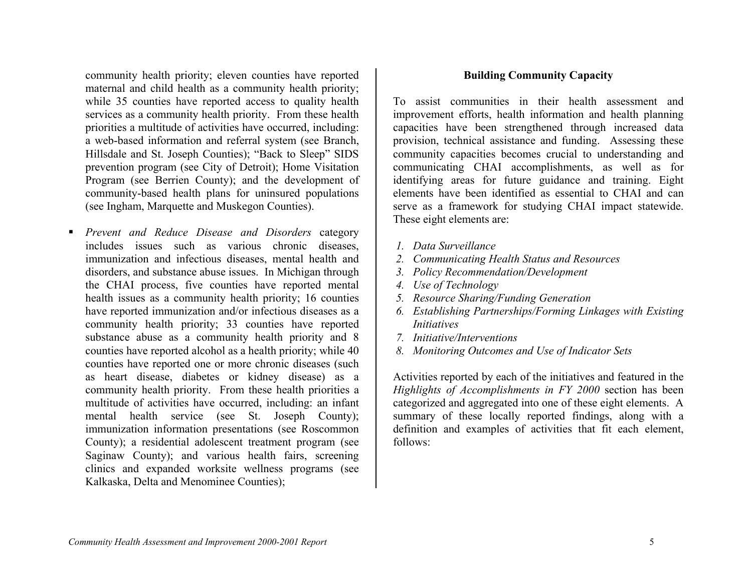community health priority; eleven counties have reported maternal and child health as a community health priority; while 35 counties have reported access to quality health services as a community health priority. From these health priorities a multitude of activities have occurred, including: a web-based information and referral system (see Branch, Hillsdale and St. Joseph Counties); "Back to Sleep" SIDS prevention program (see City of Detroit); Home Visitation Program (see Berrien County); and the development of community-based health plans for uninsured populations (see Ingham, Marquette and Muskegon Counties).

- *Prevent and Reduce Disease and Disorders* category includes issues such as various chronic diseases, immunization and infectious diseases, mental health and disorders, and substance abuse issues. In Michigan through the CHAI process, five counties have reported mental health issues as a community health priority; 16 counties have reported immunization and/or infectious diseases as a community health priority; 33 counties have reported substance abuse as a community health priority and 8 counties have reported alcohol as a health priority; while 40 counties have reported one or more chronic diseases (such as heart disease, diabetes or kidney disease) as a community health priority. From these health priorities a multitude of activities have occurred, including: an infant mental health service (see St. Joseph County); immunization information presentations (see Roscommon County); a residential adolescent treatment program (see Saginaw County); and various health fairs, screening clinics and expanded worksite wellness programs (see Kalkaska, Delta and Menominee Counties);

**Building Community Capacity**

To assist communities in their health assessment and improvement efforts, health information and health planning capacities have been strengthened through increased data provision, technical assistance and funding. Assessing these community capacities becomes crucial to understanding and communicating CHAI accomplishments, as well as for identifying areas for future guidance and training. Eight elements have been identified as essential to CHAI and can serve as a framework for studying CHAI impact statewide. These eight elements are:

1. *Data Surveillance*
2. *Communicating Health Status and Resources*
3. *Policy Recommendation/Development*
4. *Use of Technology*
5. *Resource Sharing/Funding Generation*
6. *Establishing Partnerships/Forming Linkages with Existing Initiatives*
7. *Initiative/Interventions*
8. *Monitoring Outcomes and Use of Indicator Sets*

Activities reported by each of the initiatives and featured in the *Highlights of Accomplishments in FY 2000* section has been categorized and aggregated into one of these eight elements. A summary of these locally reported findings, along with a definition and examples of activities that fit each element, follows: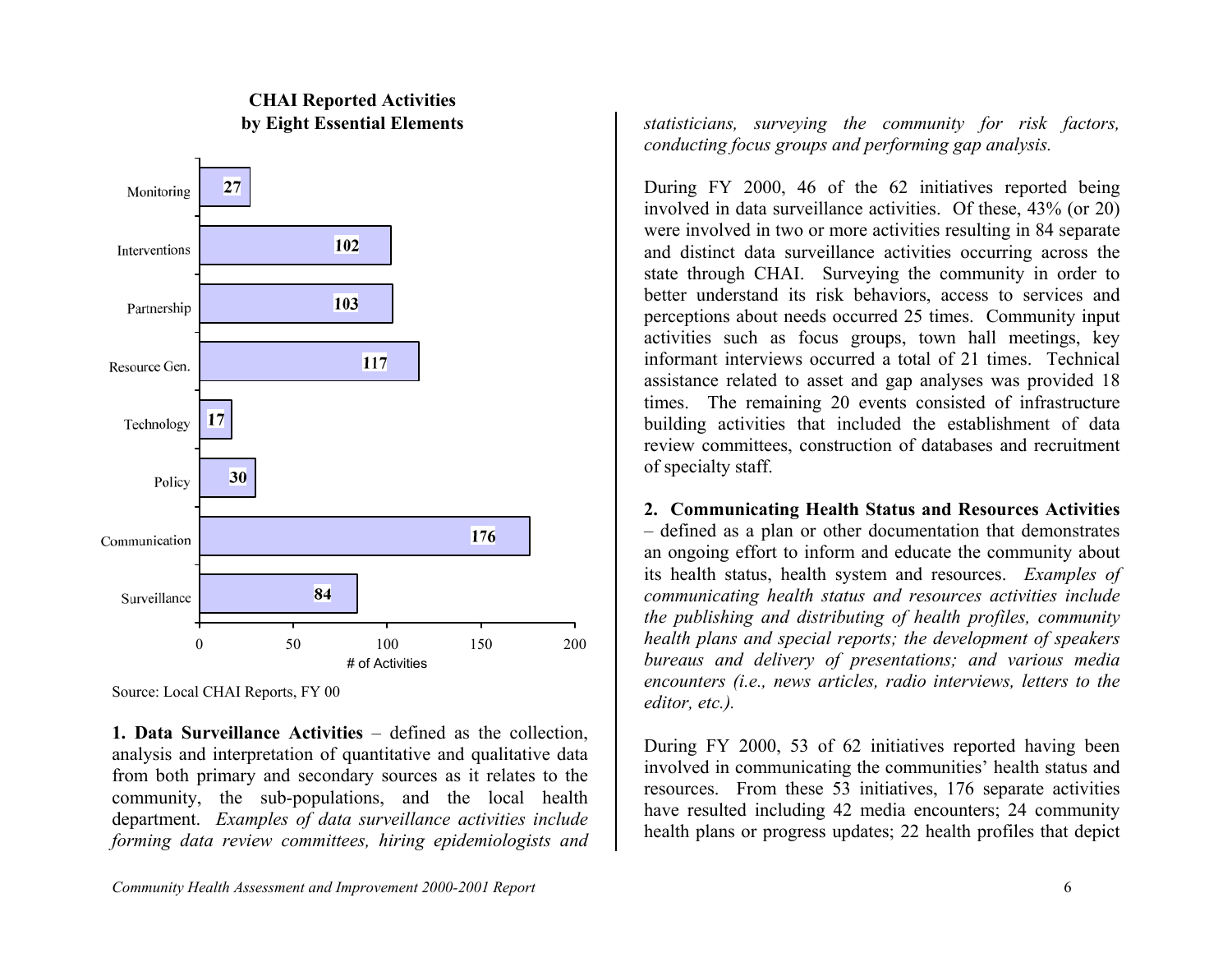**CHAI Reported Activities by Eight Essential Elements**

| Element | # of Activities |
| --- | --- |
| Monitoring | 27 |
| Interventions | 102 |
| Partnership | 103 |
| Resource Gen. | 117 |
| Technology | 17 |
| Policy | 30 |
| Communication | 176 |
| Surveillance | 84 |

Source: Local CHAI Reports, FY 00

**1. Data Surveillance Activities** – defined as the collection, analysis and interpretation of quantitative and qualitative data from both primary and secondary sources as it relates to the community, the sub-populations, and the local health department. *Examples of data surveillance activities include forming data review committees, hiring epidemiologists and statisticians, surveying the community for risk factors, conducting focus groups and performing gap analysis.*

During FY 2000, 46 of the 62 initiatives reported being involved in data surveillance activities. Of these, 43% (or 20) were involved in two or more activities resulting in 84 separate and distinct data surveillance activities occurring across the state through CHAI. Surveying the community in order to better understand its risk behaviors, access to services and perceptions about needs occurred 25 times. Community input activities such as focus groups, town hall meetings, key informant interviews occurred a total of 21 times. Technical assistance related to asset and gap analyses was provided 18 times. The remaining 20 events consisted of infrastructure building activities that included the establishment of data review committees, construction of databases and recruitment of specialty staff.

**2. Communicating Health Status and Resources Activities** – defined as a plan or other documentation that demonstrates an ongoing effort to inform and educate the community about its health status, health system and resources. *Examples of communicating health status and resources activities include the publishing and distributing of health profiles, community health plans and special reports; the development of speakers bureaus and delivery of presentations; and various media encounters (i.e., news articles, radio interviews, letters to the editor, etc.).*

During FY 2000, 53 of 62 initiatives reported having been involved in communicating the communities' health status and resources. From these 53 initiatives, 176 separate activities have resulted including 42 media encounters; 24 community health plans or progress updates; 22 health profiles that depict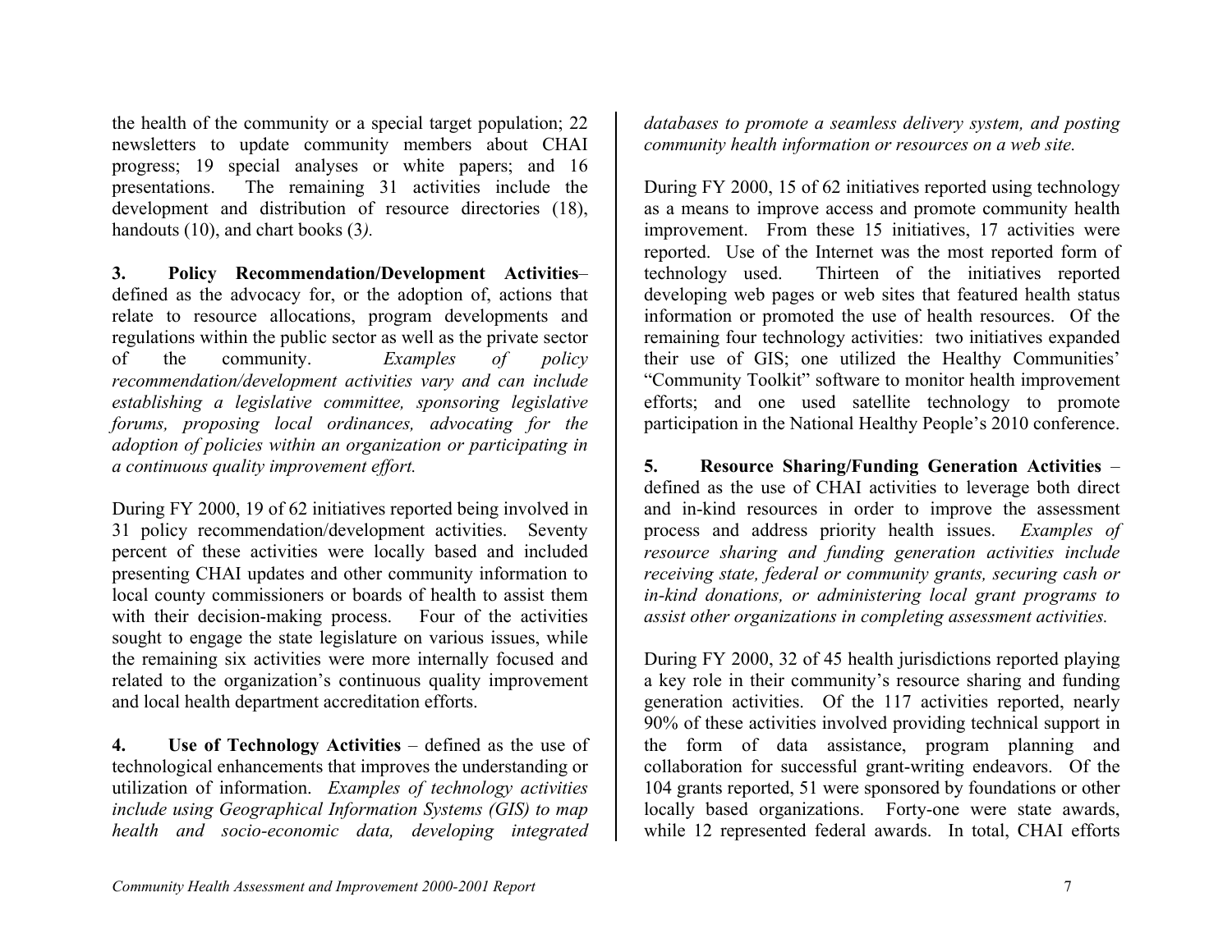the health of the community or a special target population; 22 newsletters to update community members about CHAI progress; 19 special analyses or white papers; and 16 presentations. The remaining 31 activities include the development and distribution of resource directories (18), handouts (10), and chart books (3*).*

**3. Policy Recommendation/Development Activities**– defined as the advocacy for, or the adoption of, actions that relate to resource allocations, program developments and regulations within the public sector as well as the private sector of the community. *Examples of policy recommendation/development activities vary and can include establishing a legislative committee, sponsoring legislative forums, proposing local ordinances, advocating for the adoption of policies within an organization or participating in a continuous quality improvement effort.*

During FY 2000, 19 of 62 initiatives reported being involved in 31 policy recommendation/development activities. Seventy percent of these activities were locally based and included presenting CHAI updates and other community information to local county commissioners or boards of health to assist them with their decision-making process. Four of the activities sought to engage the state legislature on various issues, while the remaining six activities were more internally focused and related to the organization's continuous quality improvement and local health department accreditation efforts.

**4. Use of Technology Activities** – defined as the use of technological enhancements that improves the understanding or utilization of information. *Examples of technology activities include using Geographical Information Systems (GIS) to map health and socio-economic data, developing integrated databases to promote a seamless delivery system, and posting community health information or resources on a web site.*

During FY 2000, 15 of 62 initiatives reported using technology as a means to improve access and promote community health improvement. From these 15 initiatives, 17 activities were reported. Use of the Internet was the most reported form of technology used. Thirteen of the initiatives reported developing web pages or web sites that featured health status information or promoted the use of health resources. Of the remaining four technology activities: two initiatives expanded their use of GIS; one utilized the Healthy Communities' "Community Toolkit" software to monitor health improvement efforts; and one used satellite technology to promote participation in the National Healthy People's 2010 conference.

**5. Resource Sharing/Funding Generation Activities** – defined as the use of CHAI activities to leverage both direct and in-kind resources in order to improve the assessment process and address priority health issues. *Examples of resource sharing and funding generation activities include receiving state, federal or community grants, securing cash or in-kind donations, or administering local grant programs to assist other organizations in completing assessment activities.*

During FY 2000, 32 of 45 health jurisdictions reported playing a key role in their community's resource sharing and funding generation activities. Of the 117 activities reported, nearly 90% of these activities involved providing technical support in the form of data assistance, program planning and collaboration for successful grant-writing endeavors. Of the 104 grants reported, 51 were sponsored by foundations or other locally based organizations. Forty-one were state awards, while 12 represented federal awards. In total, CHAI efforts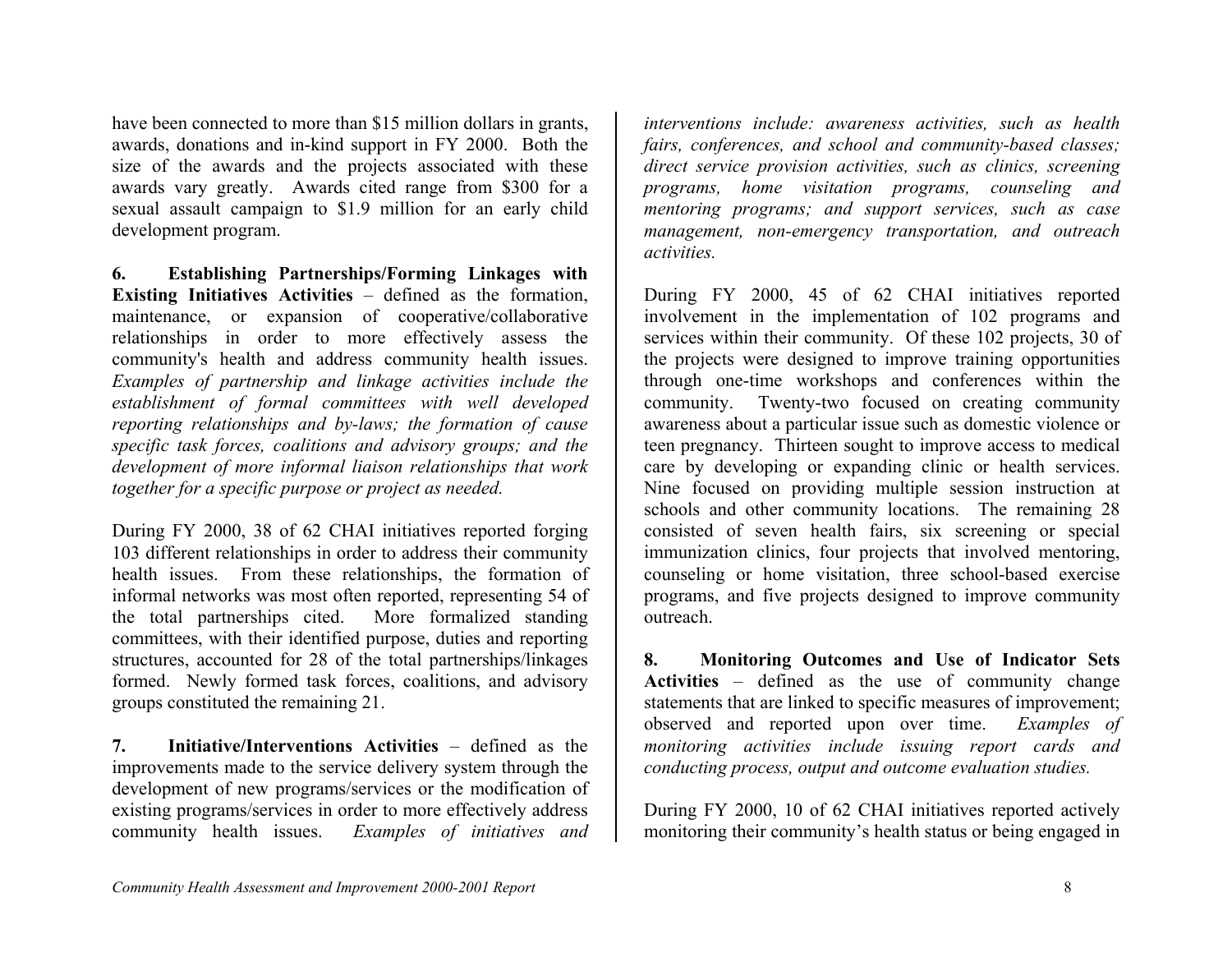have been connected to more than $15 million dollars in grants, awards, donations and in-kind support in FY 2000. Both the size of the awards and the projects associated with these awards vary greatly. Awards cited range from $300 for a sexual assault campaign to $1.9 million for an early child development program.

**6. Establishing Partnerships/Forming Linkages with Existing Initiatives Activities** – defined as the formation, maintenance, or expansion of cooperative/collaborative relationships in order to more effectively assess the community's health and address community health issues. *Examples of partnership and linkage activities include the establishment of formal committees with well developed reporting relationships and by-laws; the formation of cause specific task forces, coalitions and advisory groups; and the development of more informal liaison relationships that work together for a specific purpose or project as needed.*

During FY 2000, 38 of 62 CHAI initiatives reported forging 103 different relationships in order to address their community health issues. From these relationships, the formation of informal networks was most often reported, representing 54 of the total partnerships cited. More formalized standing committees, with their identified purpose, duties and reporting structures, accounted for 28 of the total partnerships/linkages formed. Newly formed task forces, coalitions, and advisory groups constituted the remaining 21.

**7. Initiative/Interventions Activities** – defined as the improvements made to the service delivery system through the development of new programs/services or the modification of existing programs/services in order to more effectively address community health issues. *Examples of initiatives and interventions include: awareness activities, such as health fairs, conferences, and school and community-based classes; direct service provision activities, such as clinics, screening programs, home visitation programs, counseling and mentoring programs; and support services, such as case management, non-emergency transportation, and outreach activities.*

During FY 2000, 45 of 62 CHAI initiatives reported involvement in the implementation of 102 programs and services within their community. Of these 102 projects, 30 of the projects were designed to improve training opportunities through one-time workshops and conferences within the community. Twenty-two focused on creating community awareness about a particular issue such as domestic violence or teen pregnancy. Thirteen sought to improve access to medical care by developing or expanding clinic or health services. Nine focused on providing multiple session instruction at schools and other community locations. The remaining 28 consisted of seven health fairs, six screening or special immunization clinics, four projects that involved mentoring, counseling or home visitation, three school-based exercise programs, and five projects designed to improve community outreach.

**8. Monitoring Outcomes and Use of Indicator Sets Activities** – defined as the use of community change statements that are linked to specific measures of improvement; observed and reported upon over time. *Examples of monitoring activities include issuing report cards and conducting process, output and outcome evaluation studies.*

During FY 2000, 10 of 62 CHAI initiatives reported actively monitoring their community's health status or being engaged in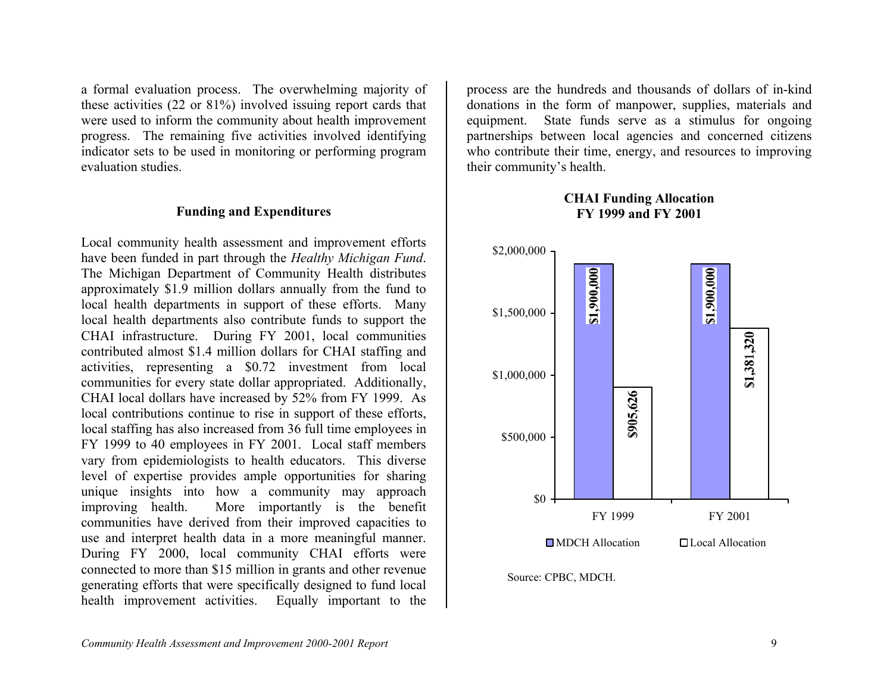a formal evaluation process. The overwhelming majority of these activities (22 or 81%) involved issuing report cards that were used to inform the community about health improvement progress. The remaining five activities involved identifying indicator sets to be used in monitoring or performing program evaluation studies.

### Funding and Expenditures

Local community health assessment and improvement efforts have been funded in part through the *Healthy Michigan Fund*. The Michigan Department of Community Health distributes approximately $1.9 million dollars annually from the fund to local health departments in support of these efforts. Many local health departments also contribute funds to support the CHAI infrastructure. During FY 2001, local communities contributed almost $1.4 million dollars for CHAI staffing and activities, representing a $0.72 investment from local communities for every state dollar appropriated. Additionally, CHAI local dollars have increased by 52% from FY 1999. As local contributions continue to rise in support of these efforts, local staffing has also increased from 36 full time employees in FY 1999 to 40 employees in FY 2001. Local staff members vary from epidemiologists to health educators. This diverse level of expertise provides ample opportunities for sharing unique insights into how a community may approach improving health. More importantly is the benefit communities have derived from their improved capacities to use and interpret health data in a more meaningful manner. During FY 2000, local community CHAI efforts were connected to more than $15 million in grants and other revenue generating efforts that were specifically designed to fund local health improvement activities. Equally important to the process are the hundreds and thousands of dollars of in-kind donations in the form of manpower, supplies, materials and equipment. State funds serve as a stimulus for ongoing partnerships between local agencies and concerned citizens who contribute their time, energy, and resources to improving their community's health.

**CHAI Funding Allocation**
**FY 1999 and FY 2001**

| | MDCH Allocation | Local Allocation |
|---|---|---|
| FY 1999 | $1,900,000 | $905,626 |
| FY 2001 | $1,900,000 | $1,381,320 |

Source: CPBC, MDCH.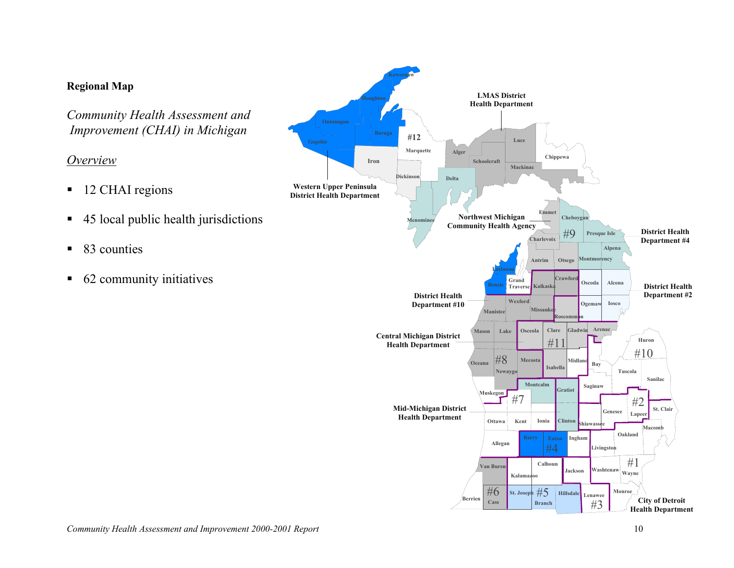**Regional Map**

*Community Health Assessment and Improvement (CHAI) in Michigan*

*Overview*

- 12 CHAI regions
- 45 local public health jurisdictions
- 83 counties
- 62 community initiatives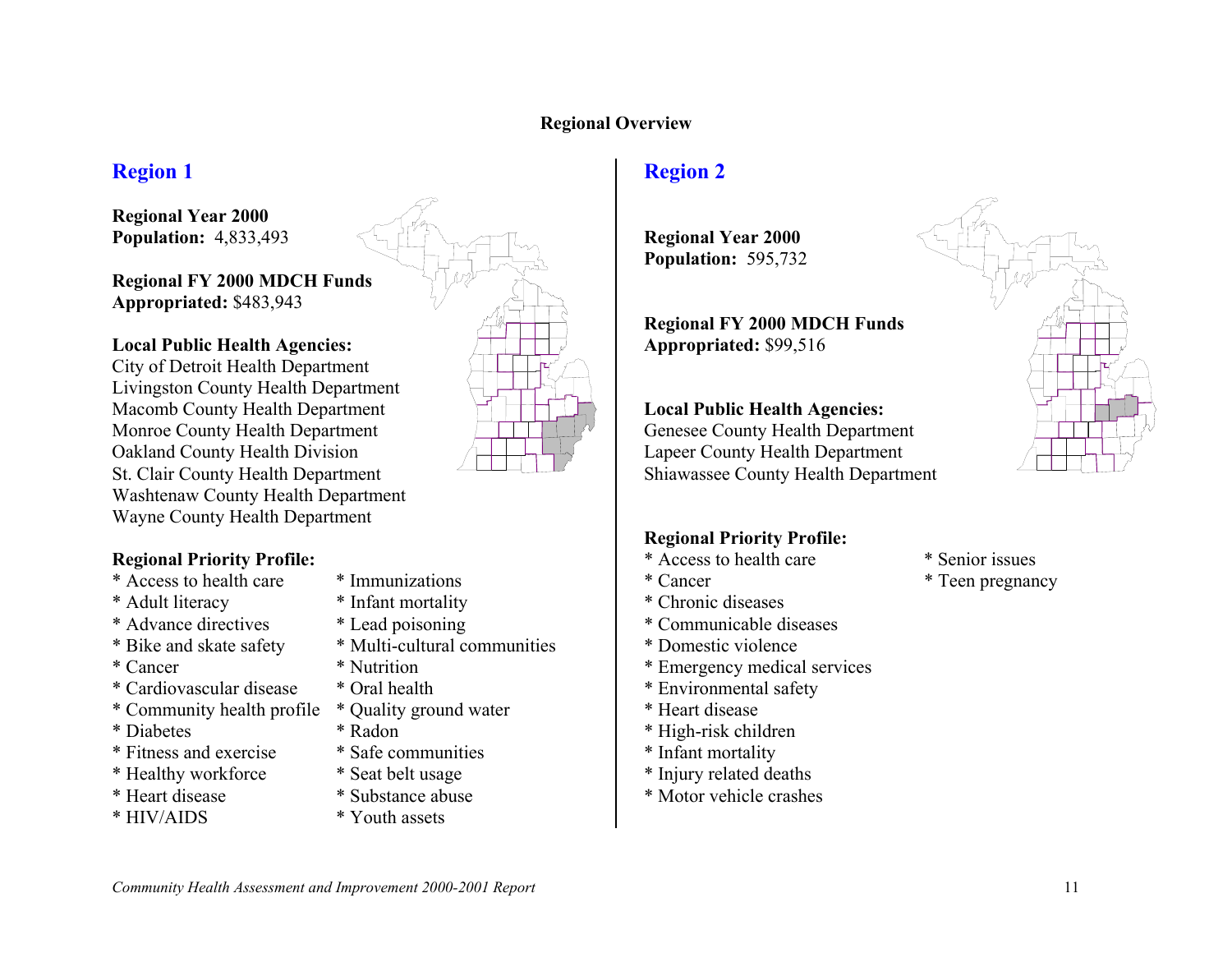## Regional Overview

### Region 1

**Regional Year 2000 Population:** 4,833,493

**Regional FY 2000 MDCH Funds Appropriated:** $483,943

**Local Public Health Agencies:**
City of Detroit Health Department
Livingston County Health Department
Macomb County Health Department
Monroe County Health Department
Oakland County Health Division
St. Clair County Health Department
Washtenaw County Health Department
Wayne County Health Department

**Regional Priority Profile:**

* Access to health care
* Adult literacy
* Advance directives
* Bike and skate safety
* Cancer
* Cardiovascular disease
* Community health profile
* Diabetes
* Fitness and exercise
* Healthy workforce
* Heart disease
* HIV/AIDS
* Immunizations
* Infant mortality
* Lead poisoning
* Multi-cultural communities
* Nutrition
* Oral health
* Quality ground water
* Radon
* Safe communities
* Seat belt usage
* Substance abuse
* Youth assets

### Region 2

**Regional Year 2000 Population:** 595,732

**Regional FY 2000 MDCH Funds Appropriated:** $99,516

**Local Public Health Agencies:**
Genesee County Health Department
Lapeer County Health Department
Shiawassee County Health Department

**Regional Priority Profile:**

* Access to health care
* Cancer
* Chronic diseases
* Communicable diseases
* Domestic violence
* Emergency medical services
* Environmental safety
* Heart disease
* High-risk children
* Infant mortality
* Injury related deaths
* Motor vehicle crashes
* Senior issues
* Teen pregnancy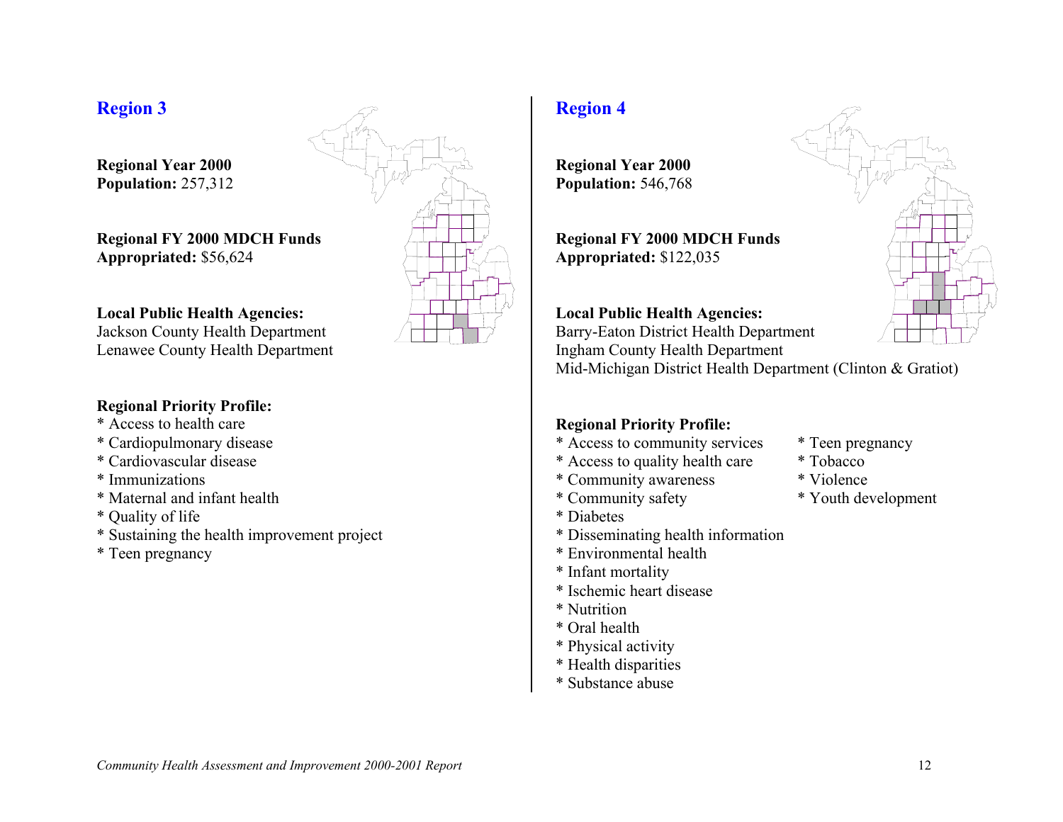## Region 3

**Regional Year 2000**
**Population:** 257,312

**Regional FY 2000 MDCH Funds**
**Appropriated:** $56,624

**Local Public Health Agencies:**
Jackson County Health Department
Lenawee County Health Department

**Regional Priority Profile:**

* Access to health care
* Cardiopulmonary disease
* Cardiovascular disease
* Immunizations
* Maternal and infant health
* Quality of life
* Sustaining the health improvement project
* Teen pregnancy

## Region 4

**Regional Year 2000**
**Population:** 546,768

**Regional FY 2000 MDCH Funds**
**Appropriated:** $122,035

**Local Public Health Agencies:**
Barry-Eaton District Health Department
Ingham County Health Department
Mid-Michigan District Health Department (Clinton & Gratiot)

**Regional Priority Profile:**

* Access to community services
* Access to quality health care
* Community awareness
* Community safety
* Diabetes
* Disseminating health information
* Environmental health
* Infant mortality
* Ischemic heart disease
* Nutrition
* Oral health
* Physical activity
* Health disparities
* Substance abuse
* Teen pregnancy
* Tobacco
* Violence
* Youth development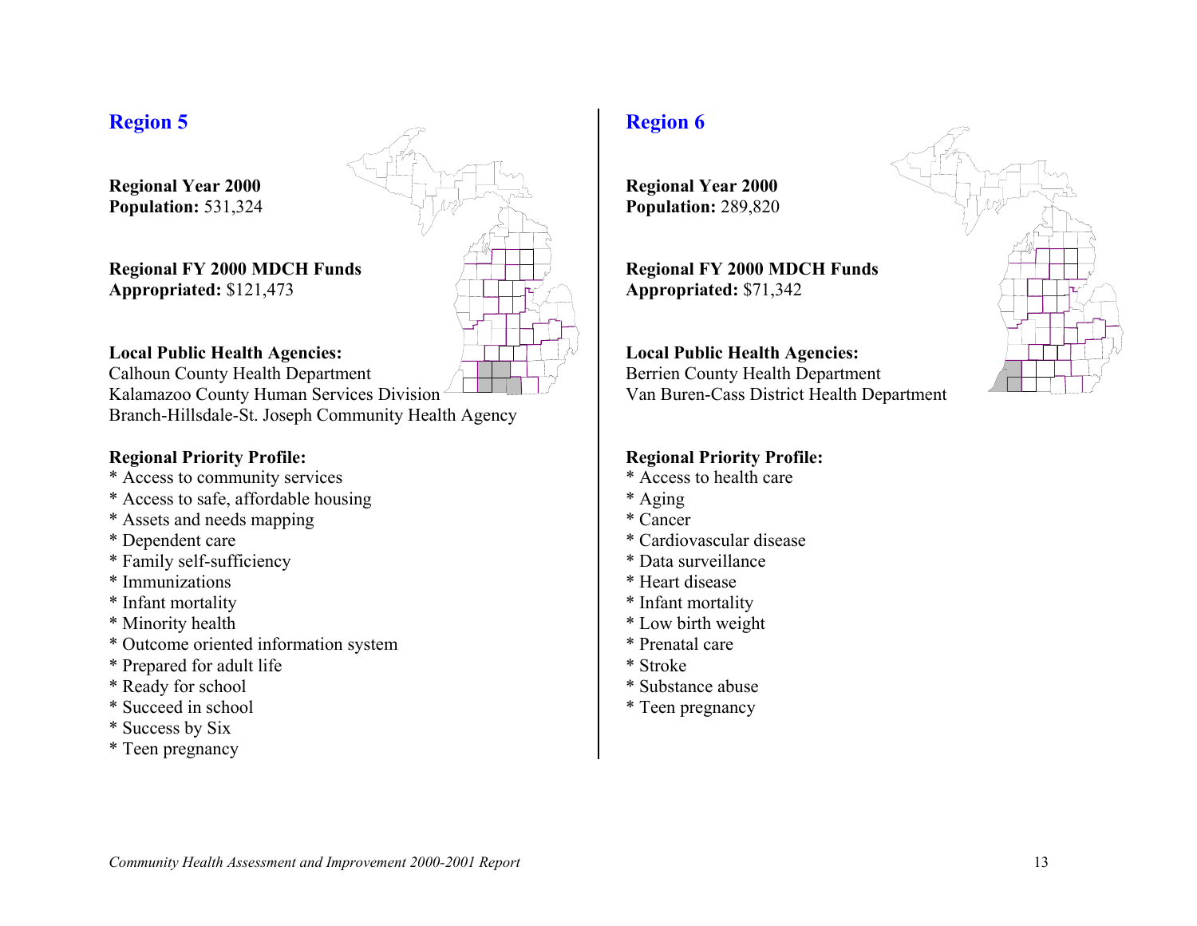## Region 5

**Regional Year 2000**
**Population:** 531,324

**Regional FY 2000 MDCH Funds Appropriated:** $121,473

**Local Public Health Agencies:**
Calhoun County Health Department
Kalamazoo County Human Services Division
Branch-Hillsdale-St. Joseph Community Health Agency

**Regional Priority Profile:**
* Access to community services
* Access to safe, affordable housing
* Assets and needs mapping
* Dependent care
* Family self-sufficiency
* Immunizations
* Infant mortality
* Minority health
* Outcome oriented information system
* Prepared for adult life
* Ready for school
* Succeed in school
* Success by Six
* Teen pregnancy

## Region 6

**Regional Year 2000**
**Population:** 289,820

**Regional FY 2000 MDCH Funds Appropriated:** $71,342

**Local Public Health Agencies:**
Berrien County Health Department
Van Buren-Cass District Health Department

**Regional Priority Profile:**
* Access to health care
* Aging
* Cancer
* Cardiovascular disease
* Data surveillance
* Heart disease
* Infant mortality
* Low birth weight
* Prenatal care
* Stroke
* Substance abuse
* Teen pregnancy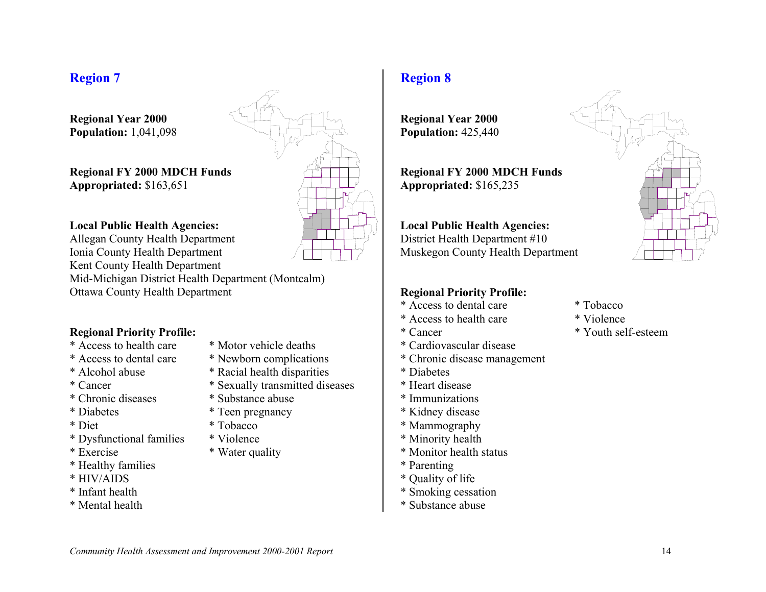## Region 7

**Regional Year 2000**
**Population:** 1,041,098

**Regional FY 2000 MDCH Funds**
**Appropriated:** $163,651

**Local Public Health Agencies:**
Allegan County Health Department
Ionia County Health Department
Kent County Health Department
Mid-Michigan District Health Department (Montcalm)
Ottawa County Health Department

**Regional Priority Profile:**

* Access to health care
* Access to dental care
* Alcohol abuse
* Cancer
* Chronic diseases
* Diabetes
* Diet
* Dysfunctional families
* Exercise
* Healthy families
* HIV/AIDS
* Infant health
* Mental health
* Motor vehicle deaths
* Newborn complications
* Racial health disparities
* Sexually transmitted diseases
* Substance abuse
* Teen pregnancy
* Tobacco
* Violence
* Water quality

## Region 8

**Regional Year 2000**
**Population:** 425,440

**Regional FY 2000 MDCH Funds**
**Appropriated:** $165,235

**Local Public Health Agencies:**
District Health Department #10
Muskegon County Health Department

**Regional Priority Profile:**

* Access to dental care
* Access to health care
* Cancer
* Cardiovascular disease
* Chronic disease management
* Diabetes
* Heart disease
* Immunizations
* Kidney disease
* Mammography
* Minority health
* Monitor health status
* Parenting
* Quality of life
* Smoking cessation
* Substance abuse
* Tobacco
* Violence
* Youth self-esteem

*Community Health Assessment and Improvement 2000-2001 Report*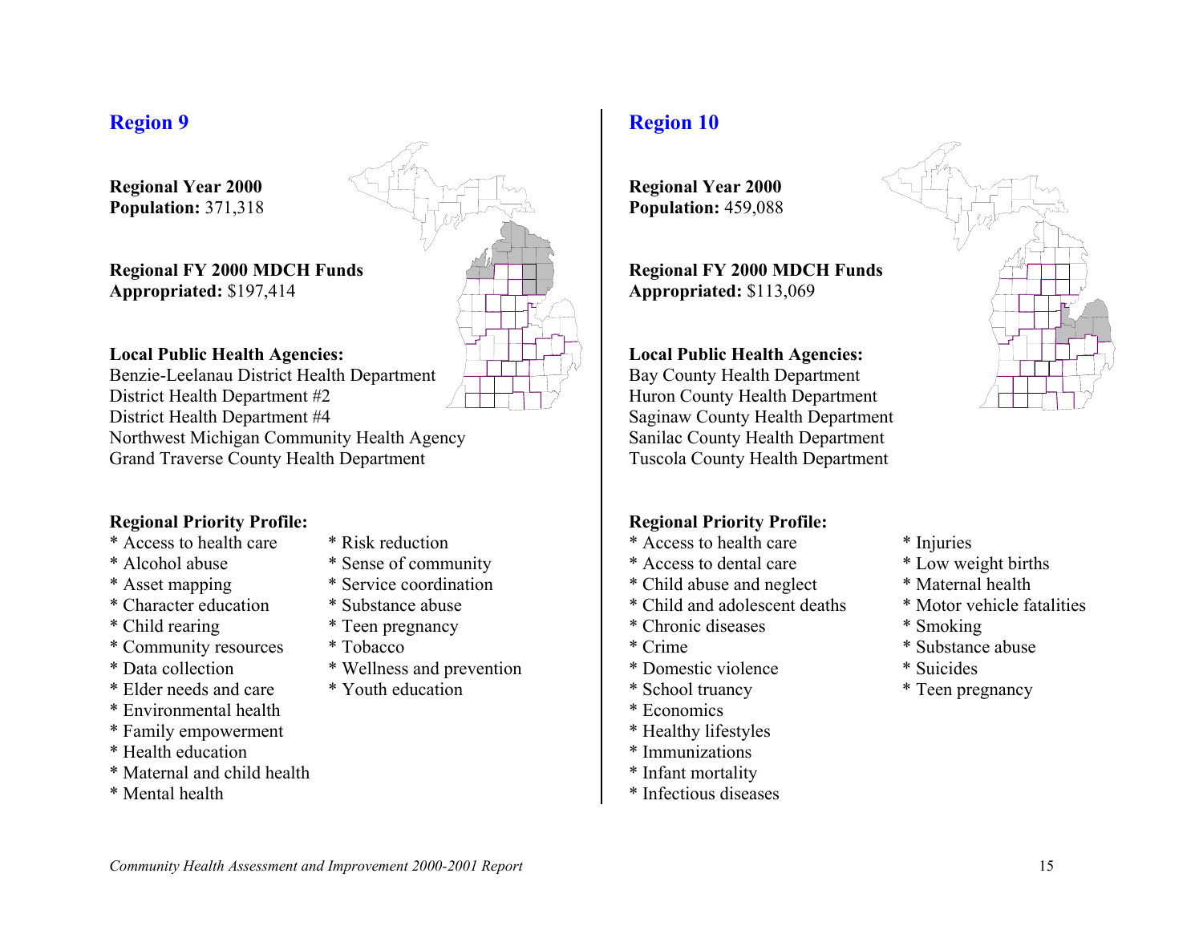## Region 9

**Regional Year 2000 Population:** 371,318

**Regional FY 2000 MDCH Funds Appropriated:** $197,414

**Local Public Health Agencies:**
Benzie-Leelanau District Health Department
District Health Department #2
District Health Department #4
Northwest Michigan Community Health Agency
Grand Traverse County Health Department

**Regional Priority Profile:**

* Access to health care
* Alcohol abuse
* Asset mapping
* Character education
* Child rearing
* Community resources
* Data collection
* Elder needs and care
* Environmental health
* Family empowerment
* Health education
* Maternal and child health
* Mental health
* Risk reduction
* Sense of community
* Service coordination
* Substance abuse
* Teen pregnancy
* Tobacco
* Wellness and prevention
* Youth education

## Region 10

**Regional Year 2000 Population:** 459,088

**Regional FY 2000 MDCH Funds Appropriated:** $113,069

**Local Public Health Agencies:**
Bay County Health Department
Huron County Health Department
Saginaw County Health Department
Sanilac County Health Department
Tuscola County Health Department

**Regional Priority Profile:**

* Access to health care
* Access to dental care
* Child abuse and neglect
* Child and adolescent deaths
* Chronic diseases
* Crime
* Domestic violence
* School truancy
* Economics
* Healthy lifestyles
* Immunizations
* Infant mortality
* Infectious diseases
* Injuries
* Low weight births
* Maternal health
* Motor vehicle fatalities
* Smoking
* Substance abuse
* Suicides
* Teen pregnancy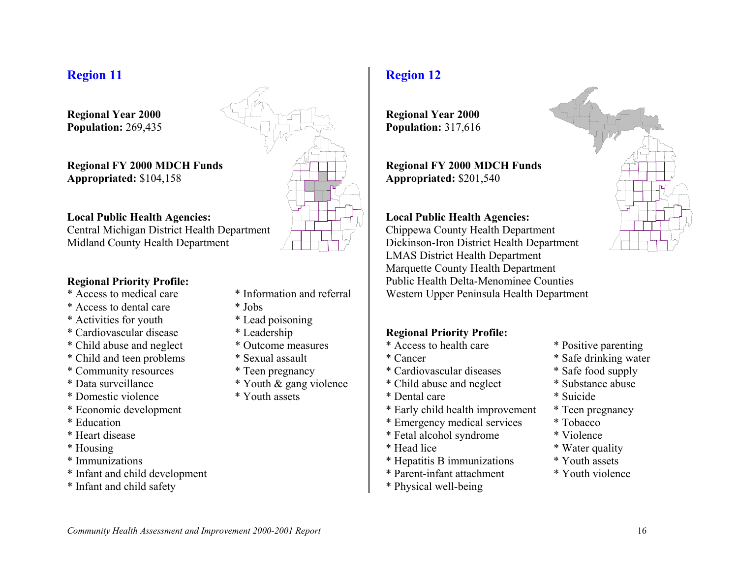## Region 11

**Regional Year 2000 Population:** 269,435

**Regional FY 2000 MDCH Funds Appropriated:** $104,158

**Local Public Health Agencies:**
Central Michigan District Health Department
Midland County Health Department

**Regional Priority Profile:**

* Access to medical care
* Access to dental care
* Activities for youth
* Cardiovascular disease
* Child abuse and neglect
* Child and teen problems
* Community resources
* Data surveillance
* Domestic violence
* Economic development
* Education
* Heart disease
* Housing
* Immunizations
* Infant and child development
* Infant and child safety
* Information and referral
* Jobs
* Lead poisoning
* Leadership
* Outcome measures
* Sexual assault
* Teen pregnancy
* Youth & gang violence
* Youth assets

## Region 12

**Regional Year 2000 Population:** 317,616

**Regional FY 2000 MDCH Funds Appropriated:** $201,540

**Local Public Health Agencies:**
Chippewa County Health Department
Dickinson-Iron District Health Department
LMAS District Health Department
Marquette County Health Department
Public Health Delta-Menominee Counties
Western Upper Peninsula Health Department

**Regional Priority Profile:**

* Access to health care
* Cancer
* Cardiovascular diseases
* Child abuse and neglect
* Dental care
* Early child health improvement
* Emergency medical services
* Fetal alcohol syndrome
* Head lice
* Hepatitis B immunizations
* Parent-infant attachment
* Physical well-being
* Positive parenting
* Safe drinking water
* Safe food supply
* Substance abuse
* Suicide
* Teen pregnancy
* Tobacco
* Violence
* Water quality
* Youth assets
* Youth violence